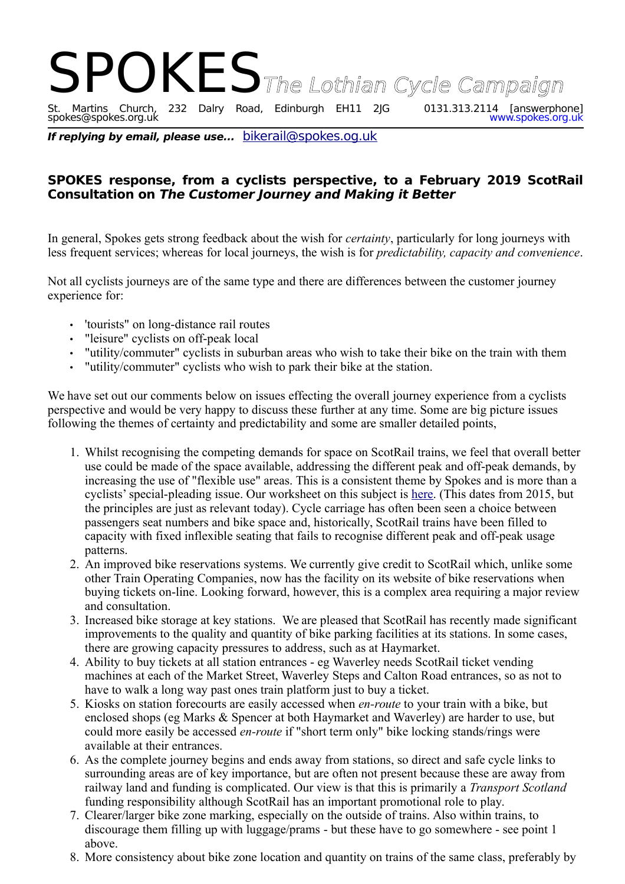# SPOKES *The Lothian Cycle Campaign*

St. Martins Church, 232 Dalry Road, Edinburgh EH11 2JG 0131.313.2114 [answerphone]
spokes@spokes.org.uk www.spokes.org.uk

***If replying by email, please use...*** bikerail@spokes.og.uk

**SPOKES response, from a cyclists perspective, to a February 2019 ScotRail Consultation on *The Customer Journey and Making it Better***

In general, Spokes gets strong feedback about the wish for *certainty*, particularly for long journeys with less frequent services; whereas for local journeys, the wish is for *predictability, capacity and convenience*.

Not all cyclists journeys are of the same type and there are differences between the customer journey experience for:

- 'tourists" on long-distance rail routes
- "leisure" cyclists on off-peak local
- "utility/commuter" cyclists in suburban areas who wish to take their bike on the train with them
- "utility/commuter" cyclists who wish to park their bike at the station.

We have set out our comments below on issues effecting the overall journey experience from a cyclists perspective and would be very happy to discuss these further at any time. Some are big picture issues following the themes of certainty and predictability and some are smaller detailed points,

1. Whilst recognising the competing demands for space on ScotRail trains, we feel that overall better use could be made of the space available, addressing the different peak and off-peak demands, by increasing the use of "flexible use" areas. This is a consistent theme by Spokes and is more than a cyclists' special-pleading issue. Our worksheet on this subject is here. (This dates from 2015, but the principles are just as relevant today). Cycle carriage has often been seen a choice between passengers seat numbers and bike space and, historically, ScotRail trains have been filled to capacity with fixed inflexible seating that fails to recognise different peak and off-peak usage patterns.
2. An improved bike reservations systems. We currently give credit to ScotRail which, unlike some other Train Operating Companies, now has the facility on its website of bike reservations when buying tickets on-line. Looking forward, however, this is a complex area requiring a major review and consultation.
3. Increased bike storage at key stations. We are pleased that ScotRail has recently made significant improvements to the quality and quantity of bike parking facilities at its stations. In some cases, there are growing capacity pressures to address, such as at Haymarket.
4. Ability to buy tickets at all station entrances - eg Waverley needs ScotRail ticket vending machines at each of the Market Street, Waverley Steps and Calton Road entrances, so as not to have to walk a long way past ones train platform just to buy a ticket.
5. Kiosks on station forecourts are easily accessed when *en-route* to your train with a bike, but enclosed shops (eg Marks & Spencer at both Haymarket and Waverley) are harder to use, but could more easily be accessed *en-route* if "short term only" bike locking stands/rings were available at their entrances.
6. As the complete journey begins and ends away from stations, so direct and safe cycle links to surrounding areas are of key importance, but are often not present because these are away from railway land and funding is complicated. Our view is that this is primarily a *Transport Scotland* funding responsibility although ScotRail has an important promotional role to play.
7. Clearer/larger bike zone marking, especially on the outside of trains. Also within trains, to discourage them filling up with luggage/prams - but these have to go somewhere - see point 1 above.
8. More consistency about bike zone location and quantity on trains of the same class, preferably by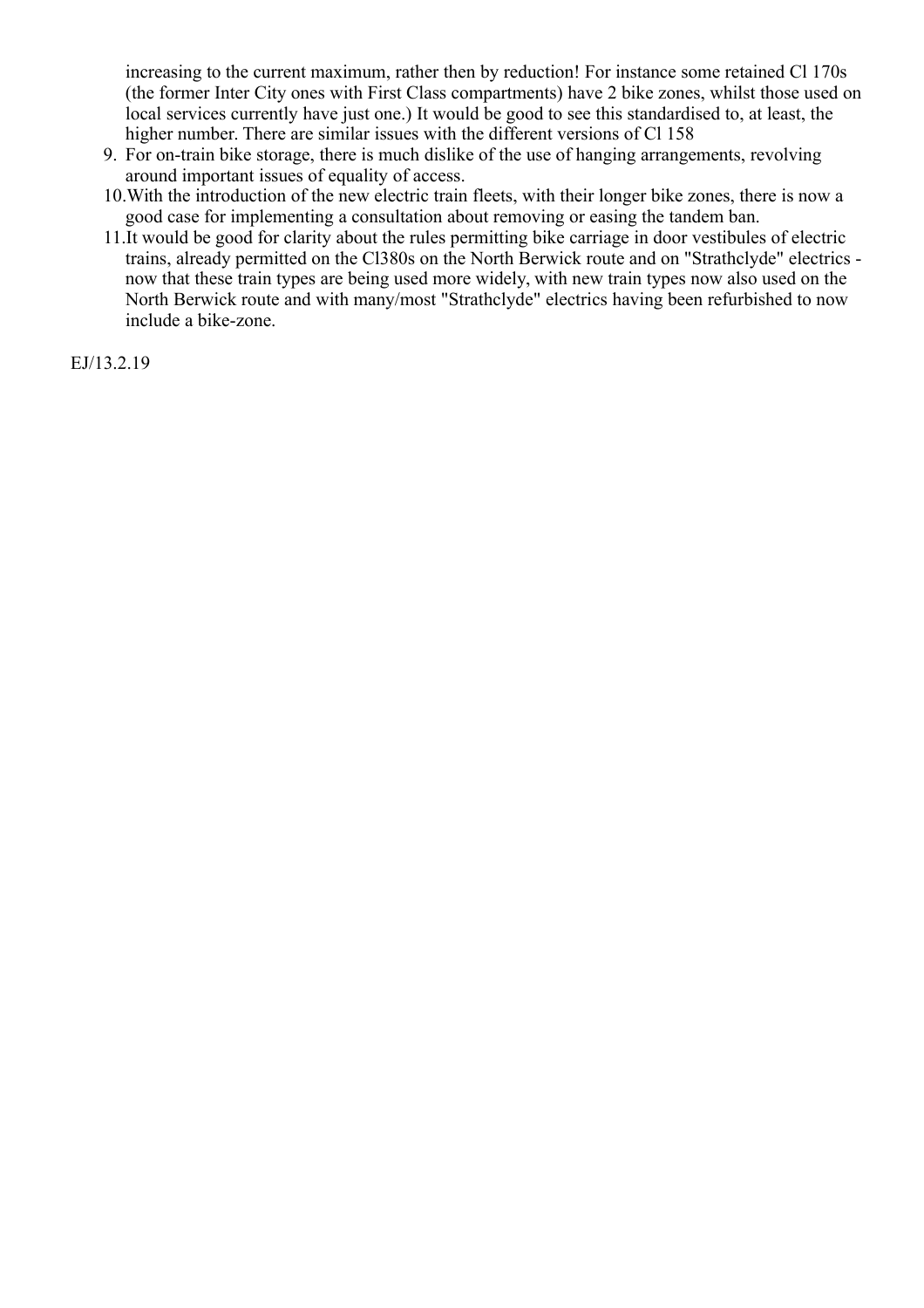increasing to the current maximum, rather then by reduction! For instance some retained Cl 170s (the former Inter City ones with First Class compartments) have 2 bike zones, whilst those used on local services currently have just one.) It would be good to see this standardised to, at least, the higher number. There are similar issues with the different versions of Cl 158

9. For on-train bike storage, there is much dislike of the use of hanging arrangements, revolving around important issues of equality of access.
10. With the introduction of the new electric train fleets, with their longer bike zones, there is now a good case for implementing a consultation about removing or easing the tandem ban.
11. It would be good for clarity about the rules permitting bike carriage in door vestibules of electric trains, already permitted on the Cl380s on the North Berwick route and on "Strathclyde" electrics - now that these train types are being used more widely, with new train types now also used on the North Berwick route and with many/most "Strathclyde" electrics having been refurbished to now include a bike-zone.

EJ/13.2.19